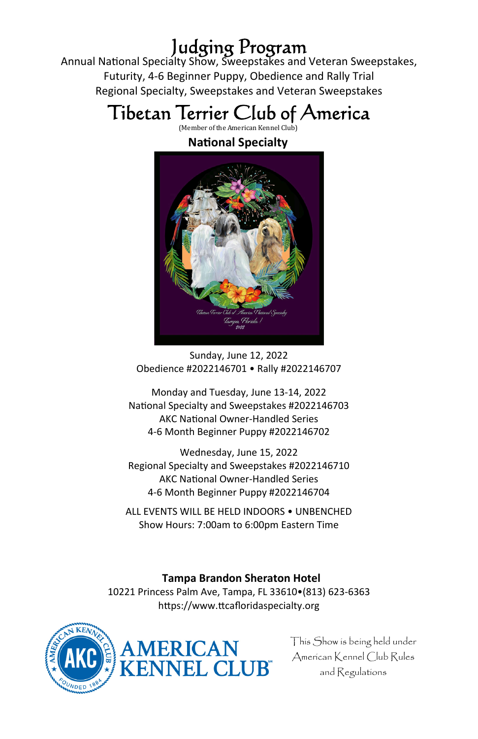# Judging Program

Annual National Specialty Show, Sweepstakes and Veteran Sweepstakes,
Futurity, 4-6 Beginner Puppy, Obedience and Rally Trial
Regional Specialty, Sweepstakes and Veteran Sweepstakes

# Tibetan Terrier Club of America

(Member of the American Kennel Club)

**National Specialty**

Sunday, June 12, 2022
Obedience #2022146701 • Rally #2022146707

Monday and Tuesday, June 13-14, 2022
National Specialty and Sweepstakes #2022146703
AKC National Owner-Handled Series
4-6 Month Beginner Puppy #2022146702

Wednesday, June 15, 2022
Regional Specialty and Sweepstakes #2022146710
AKC National Owner-Handled Series
4-6 Month Beginner Puppy #2022146704

ALL EVENTS WILL BE HELD INDOORS • UNBENCHED
Show Hours: 7:00am to 6:00pm Eastern Time

**Tampa Brandon Sheraton Hotel**
10221 Princess Palm Ave, Tampa, FL 33610•(813) 623-6363
https://www.ttcafloridaspecialty.org

AMERICAN KENNEL CLUB

This Show is being held under American Kennel Club Rules and Regulations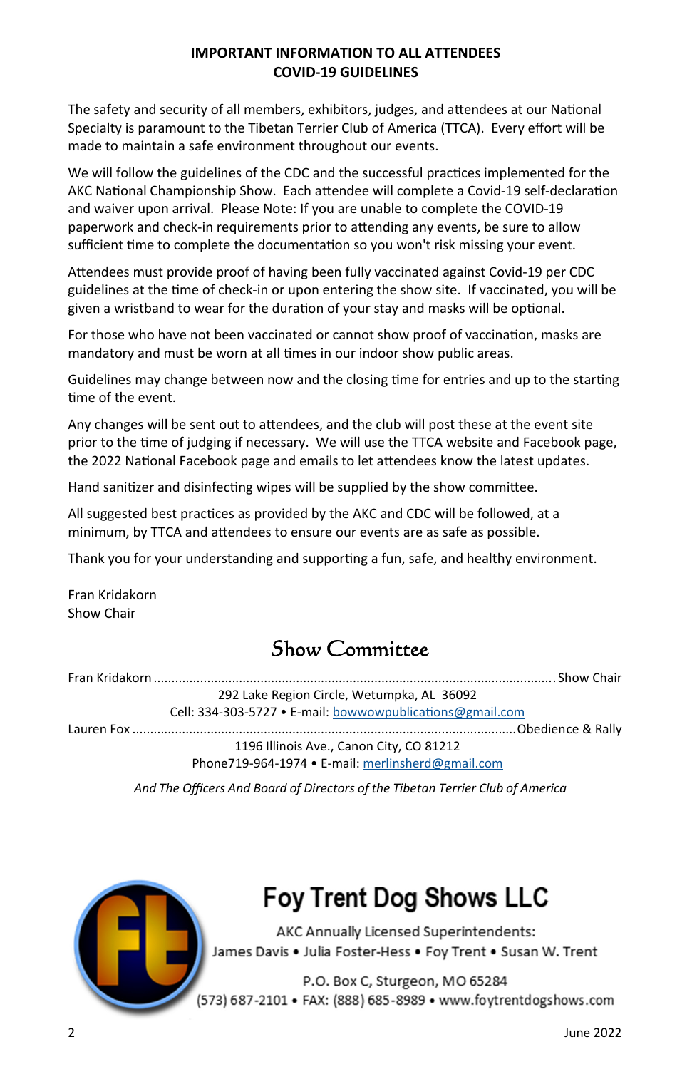## IMPORTANT INFORMATION TO ALL ATTENDEES
## COVID-19 GUIDELINES

The safety and security of all members, exhibitors, judges, and attendees at our National Specialty is paramount to the Tibetan Terrier Club of America (TTCA). Every effort will be made to maintain a safe environment throughout our events.

We will follow the guidelines of the CDC and the successful practices implemented for the AKC National Championship Show. Each attendee will complete a Covid-19 self-declaration and waiver upon arrival. Please Note: If you are unable to complete the COVID-19 paperwork and check-in requirements prior to attending any events, be sure to allow sufficient time to complete the documentation so you won't risk missing your event.

Attendees must provide proof of having been fully vaccinated against Covid-19 per CDC guidelines at the time of check-in or upon entering the show site. If vaccinated, you will be given a wristband to wear for the duration of your stay and masks will be optional.

For those who have not been vaccinated or cannot show proof of vaccination, masks are mandatory and must be worn at all times in our indoor show public areas.

Guidelines may change between now and the closing time for entries and up to the starting time of the event.

Any changes will be sent out to attendees, and the club will post these at the event site prior to the time of judging if necessary. We will use the TTCA website and Facebook page, the 2022 National Facebook page and emails to let attendees know the latest updates.

Hand sanitizer and disinfecting wipes will be supplied by the show committee.

All suggested best practices as provided by the AKC and CDC will be followed, at a minimum, by TTCA and attendees to ensure our events are as safe as possible.

Thank you for your understanding and supporting a fun, safe, and healthy environment.

Fran Kridakorn
Show Chair

## Show Committee

Fran Kridakorn ........................................ Show Chair
292 Lake Region Circle, Wetumpka, AL 36092
Cell: 334-303-5727 • E-mail: bowwowpublications@gmail.com

Lauren Fox ........................................ Obedience & Rally
1196 Illinois Ave., Canon City, CO 81212
Phone719-964-1974 • E-mail: merlinsherd@gmail.com

*And The Officers And Board of Directors of the Tibetan Terrier Club of America*

## Foy Trent Dog Shows LLC

AKC Annually Licensed Superintendents:
James Davis • Julia Foster-Hess • Foy Trent • Susan W. Trent

P.O. Box C, Sturgeon, MO 65284
(573) 687-2101 • FAX: (888) 685-8989 • www.foytrentdogshows.com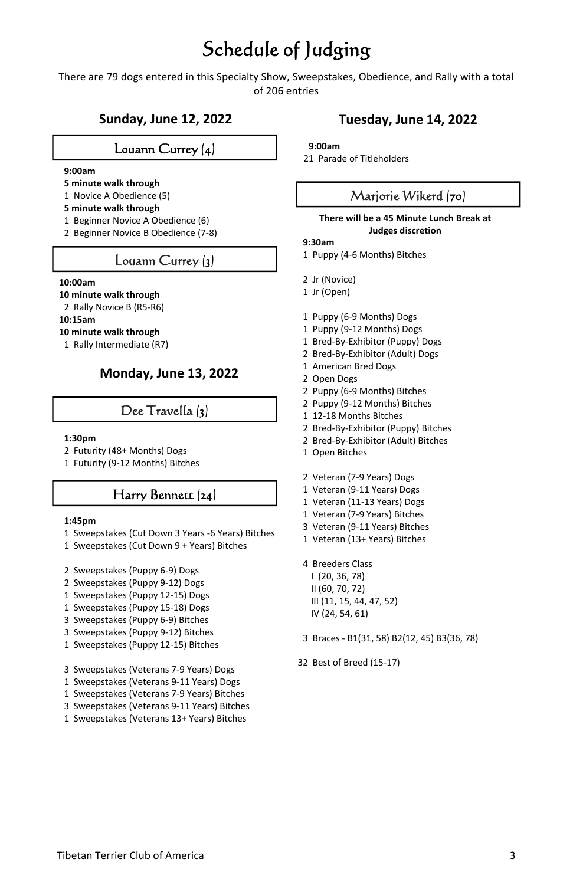# Schedule of Judging

There are 79 dogs entered in this Specialty Show, Sweepstakes, Obedience, and Rally with a total of 206 entries

## Sunday, June 12, 2022

### Louann Currey (4)

**9:00am**

**5 minute walk through**

1 Novice A Obedience (5)

**5 minute walk through**

1 Beginner Novice A Obedience (6)

2 Beginner Novice B Obedience (7-8)

### Louann Currey (3)

**10:00am**

**10 minute walk through**

2 Rally Novice B (R5-R6)

**10:15am**

**10 minute walk through**

1 Rally Intermediate (R7)

## Monday, June 13, 2022

### Dee Travella (3)

**1:30pm**

2 Futurity (48+ Months) Dogs

1 Futurity (9-12 Months) Bitches

### Harry Bennett (24)

**1:45pm**

1 Sweepstakes (Cut Down 3 Years -6 Years) Bitches

1 Sweepstakes (Cut Down 9 + Years) Bitches

2 Sweepstakes (Puppy 6-9) Dogs

2 Sweepstakes (Puppy 9-12) Dogs

1 Sweepstakes (Puppy 12-15) Dogs

1 Sweepstakes (Puppy 15-18) Dogs

3 Sweepstakes (Puppy 6-9) Bitches

3 Sweepstakes (Puppy 9-12) Bitches

1 Sweepstakes (Puppy 12-15) Bitches

3 Sweepstakes (Veterans 7-9 Years) Dogs

1 Sweepstakes (Veterans 9-11 Years) Dogs

1 Sweepstakes (Veterans 7-9 Years) Bitches

3 Sweepstakes (Veterans 9-11 Years) Bitches

1 Sweepstakes (Veterans 13+ Years) Bitches

## Tuesday, June 14, 2022

**9:00am**

21 Parade of Titleholders

### Marjorie Wikerd (70)

**There will be a 45 Minute Lunch Break at Judges discretion**

**9:30am**

1 Puppy (4-6 Months) Bitches

2 Jr (Novice)

1 Jr (Open)

1 Puppy (6-9 Months) Dogs

1 Puppy (9-12 Months) Dogs

1 Bred-By-Exhibitor (Puppy) Dogs

2 Bred-By-Exhibitor (Adult) Dogs

1 American Bred Dogs

2 Open Dogs

2 Puppy (6-9 Months) Bitches

2 Puppy (9-12 Months) Bitches

1 12-18 Months Bitches

2 Bred-By-Exhibitor (Puppy) Bitches

2 Bred-By-Exhibitor (Adult) Bitches

1 Open Bitches

2 Veteran (7-9 Years) Dogs

1 Veteran (9-11 Years) Dogs

1 Veteran (11-13 Years) Dogs

1 Veteran (7-9 Years) Bitches

3 Veteran (9-11 Years) Bitches

1 Veteran (13+ Years) Bitches

4 Breeders Class

- I (20, 36, 78)
- II (60, 70, 72)
- III (11, 15, 44, 47, 52)
- IV (24, 54, 61)

3 Braces - B1(31, 58) B2(12, 45) B3(36, 78)

32 Best of Breed (15-17)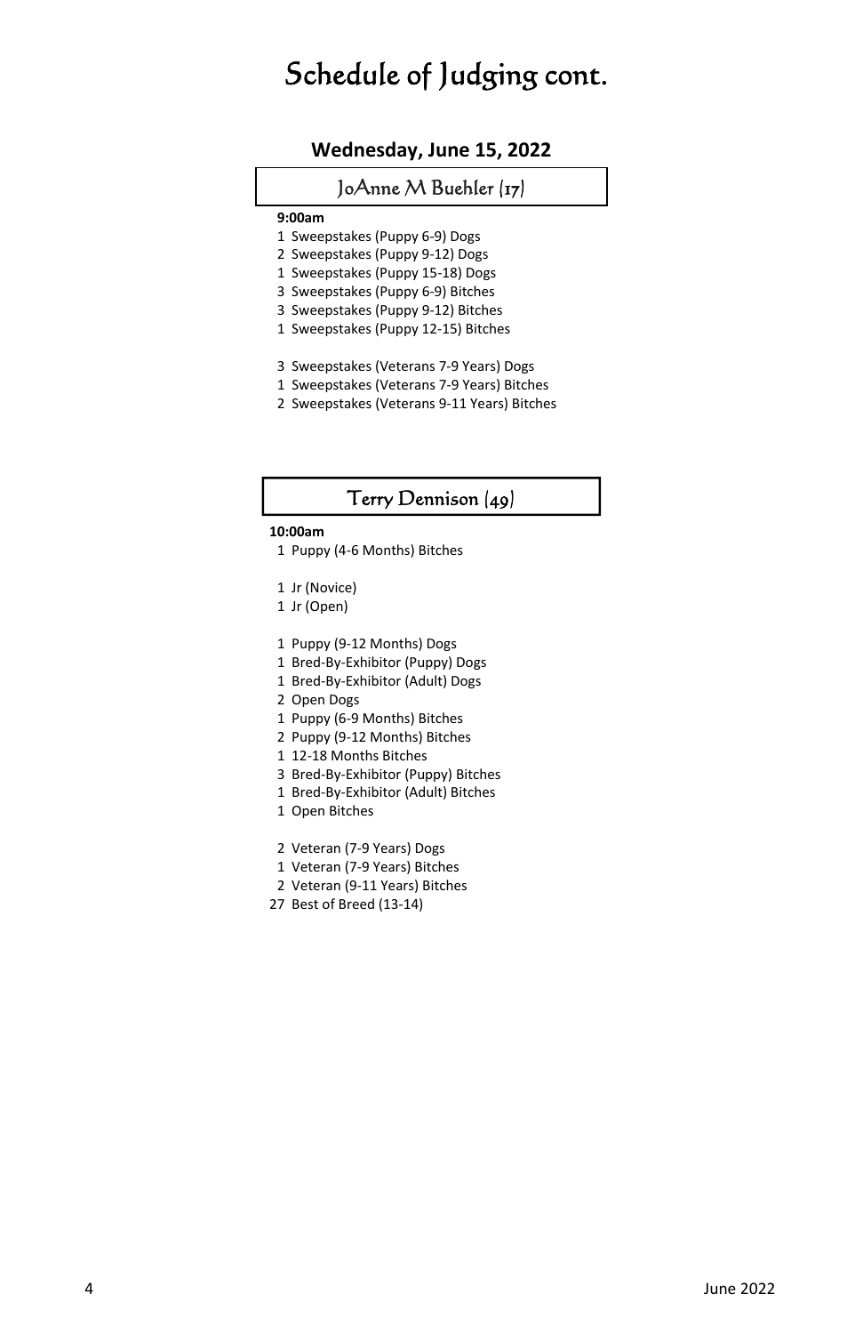# Schedule of Judging cont.

## Wednesday, June 15, 2022

### JoAnne M Buehler (17)

**9:00am**

1 Sweepstakes (Puppy 6-9) Dogs
2 Sweepstakes (Puppy 9-12) Dogs
1 Sweepstakes (Puppy 15-18) Dogs
3 Sweepstakes (Puppy 6-9) Bitches
3 Sweepstakes (Puppy 9-12) Bitches
1 Sweepstakes (Puppy 12-15) Bitches

3 Sweepstakes (Veterans 7-9 Years) Dogs
1 Sweepstakes (Veterans 7-9 Years) Bitches
2 Sweepstakes (Veterans 9-11 Years) Bitches

### Terry Dennison (49)

**10:00am**

1 Puppy (4-6 Months) Bitches

1 Jr (Novice)
1 Jr (Open)

1 Puppy (9-12 Months) Dogs
1 Bred-By-Exhibitor (Puppy) Dogs
1 Bred-By-Exhibitor (Adult) Dogs
2 Open Dogs
1 Puppy (6-9 Months) Bitches
2 Puppy (9-12 Months) Bitches
1 12-18 Months Bitches
3 Bred-By-Exhibitor (Puppy) Bitches
1 Bred-By-Exhibitor (Adult) Bitches
1 Open Bitches

2 Veteran (7-9 Years) Dogs
1 Veteran (7-9 Years) Bitches
2 Veteran (9-11 Years) Bitches
27 Best of Breed (13-14)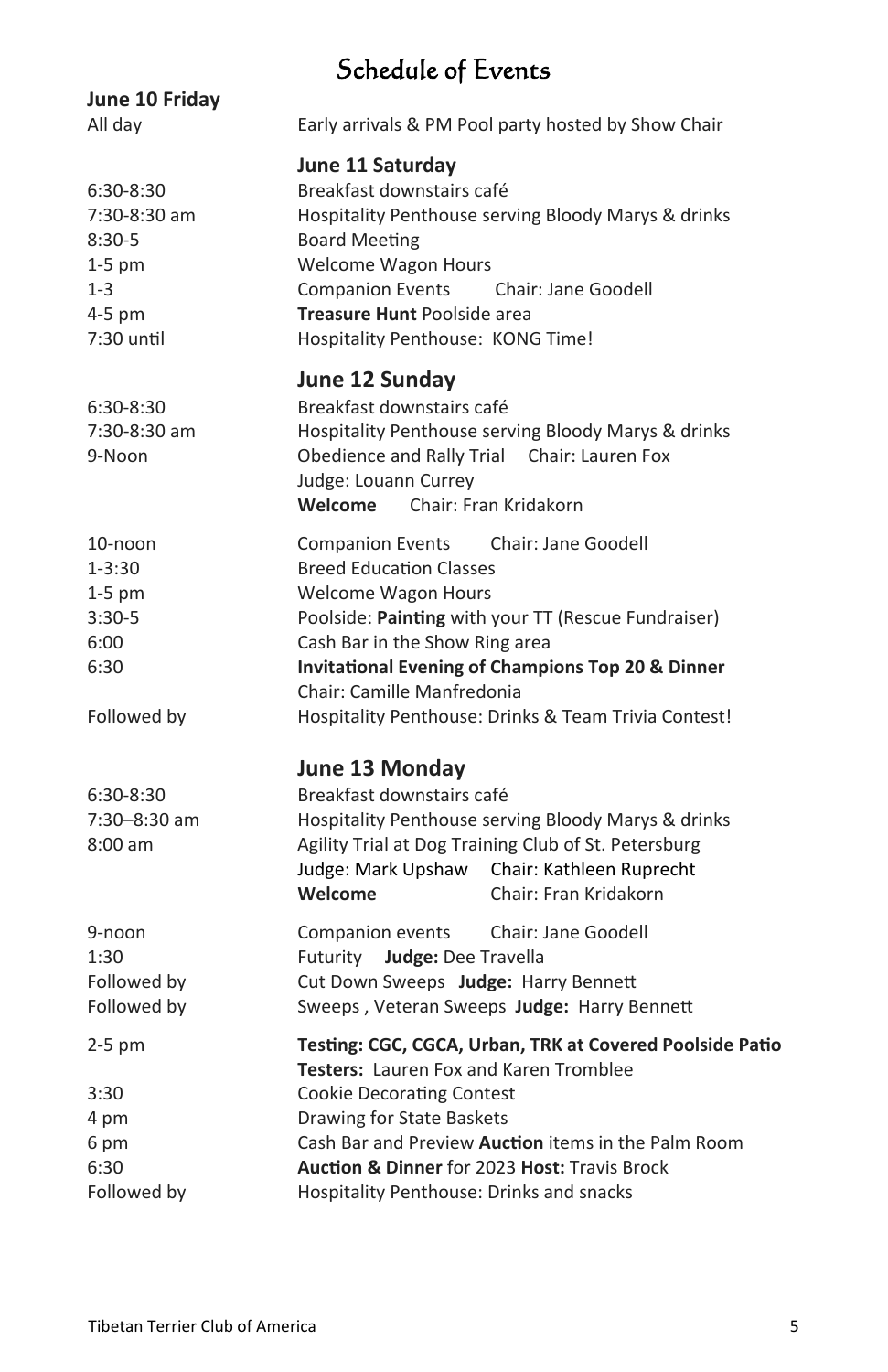# Schedule of Events

## June 10 Friday

| | |
|---|---|
| All day | Early arrivals & PM Pool party hosted by Show Chair |

## June 11 Saturday

| | |
|---|---|
| 6:30-8:30 | Breakfast downstairs café |
| 7:30-8:30 am | Hospitality Penthouse serving Bloody Marys & drinks |
| 8:30-5 | Board Meeting |
| 1-5 pm | Welcome Wagon Hours |
| 1-3 | Companion Events Chair: Jane Goodell |
| 4-5 pm | **Treasure Hunt** Poolside area |
| 7:30 until | Hospitality Penthouse: KONG Time! |

## June 12 Sunday

| | |
|---|---|
| 6:30-8:30 | Breakfast downstairs café |
| 7:30-8:30 am | Hospitality Penthouse serving Bloody Marys & drinks |
| 9-Noon | Obedience and Rally Trial Chair: Lauren Fox<br>Judge: Louann Currey<br>**Welcome** Chair: Fran Kridakorn |
| 10-noon | Companion Events Chair: Jane Goodell |
| 1-3:30 | Breed Education Classes |
| 1-5 pm | Welcome Wagon Hours |
| 3:30-5 | Poolside: **Painting** with your TT (Rescue Fundraiser) |
| 6:00 | Cash Bar in the Show Ring area |
| 6:30 | **Invitational Evening of Champions Top 20 & Dinner**<br>Chair: Camille Manfredonia |
| Followed by | Hospitality Penthouse: Drinks & Team Trivia Contest! |

## June 13 Monday

| | |
|---|---|
| 6:30-8:30 | Breakfast downstairs café |
| 7:30–8:30 am | Hospitality Penthouse serving Bloody Marys & drinks |
| 8:00 am | Agility Trial at Dog Training Club of St. Petersburg<br>Judge: Mark Upshaw Chair: Kathleen Ruprecht<br>**Welcome** Chair: Fran Kridakorn |
| 9-noon | Companion events Chair: Jane Goodell |
| 1:30 | Futurity **Judge:** Dee Travella |
| Followed by | Cut Down Sweeps **Judge:** Harry Bennett |
| Followed by | Sweeps , Veteran Sweeps **Judge:** Harry Bennett |
| 2-5 pm | **Testing: CGC, CGCA, Urban, TRK at Covered Poolside Patio**<br>**Testers:** Lauren Fox and Karen Tromblee |
| 3:30 | Cookie Decorating Contest |
| 4 pm | Drawing for State Baskets |
| 6 pm | Cash Bar and Preview **Auction** items in the Palm Room |
| 6:30 | **Auction & Dinner** for 2023 **Host:** Travis Brock |
| Followed by | Hospitality Penthouse: Drinks and snacks |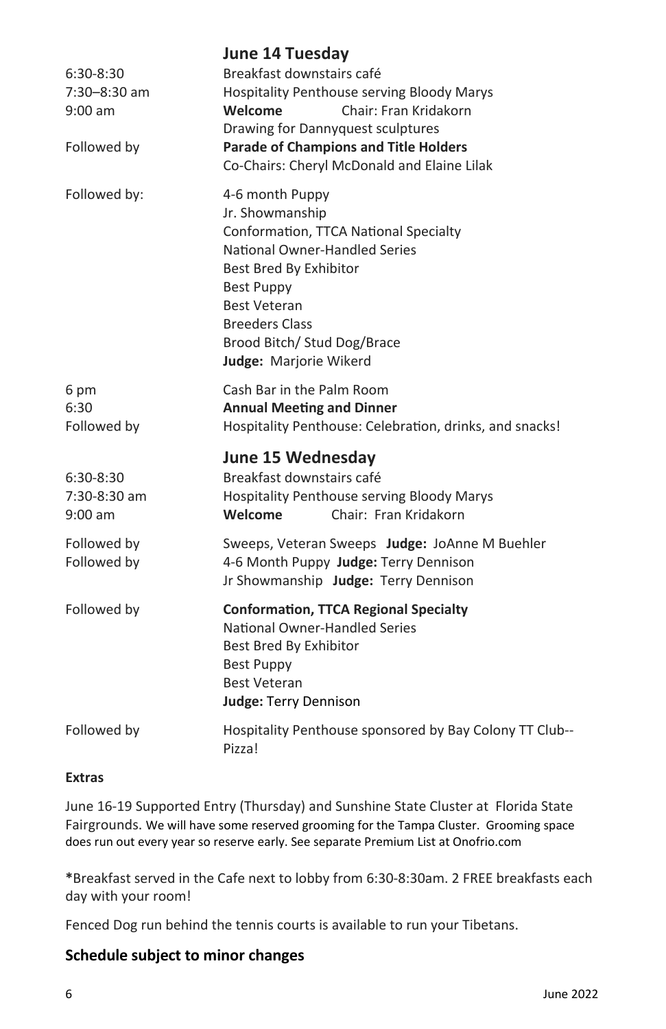## June 14 Tuesday

| | |
|---|---|
| 6:30-8:30 | Breakfast downstairs café |
| 7:30–8:30 am | Hospitality Penthouse serving Bloody Marys |
| 9:00 am | **Welcome** Chair: Fran Kridakorn<br>Drawing for Dannyquest sculptures |
| Followed by | **Parade of Champions and Title Holders**<br>Co-Chairs: Cheryl McDonald and Elaine Lilak |
| Followed by: | 4-6 month Puppy<br>Jr. Showmanship<br>Conformation, TTCA National Specialty<br>National Owner-Handled Series<br>Best Bred By Exhibitor<br>Best Puppy<br>Best Veteran<br>Breeders Class<br>Brood Bitch/ Stud Dog/Brace<br>**Judge:** Marjorie Wikerd |
| 6 pm | Cash Bar in the Palm Room |
| 6:30 | **Annual Meeting and Dinner** |
| Followed by | Hospitality Penthouse: Celebration, drinks, and snacks! |

## June 15 Wednesday

| | |
|---|---|
| 6:30-8:30 | Breakfast downstairs café |
| 7:30-8:30 am | Hospitality Penthouse serving Bloody Marys |
| 9:00 am | **Welcome** Chair: Fran Kridakorn |
| Followed by | Sweeps, Veteran Sweeps **Judge:** JoAnne M Buehler |
| Followed by | 4-6 Month Puppy **Judge:** Terry Dennison<br>Jr Showmanship **Judge:** Terry Dennison |
| Followed by | **Conformation, TTCA Regional Specialty**<br>National Owner-Handled Series<br>Best Bred By Exhibitor<br>Best Puppy<br>Best Veteran<br>**Judge:** Terry Dennison |
| Followed by | Hospitality Penthouse sponsored by Bay Colony TT Club--Pizza! |

**Extras**

June 16-19 Supported Entry (Thursday) and Sunshine State Cluster at Florida State Fairgrounds. We will have some reserved grooming for the Tampa Cluster. Grooming space does run out every year so reserve early. See separate Premium List at Onofrio.com

*Breakfast served in the Cafe next to lobby from 6:30-8:30am. 2 FREE breakfasts each day with your room!

Fenced Dog run behind the tennis courts is available to run your Tibetans.

### Schedule subject to minor changes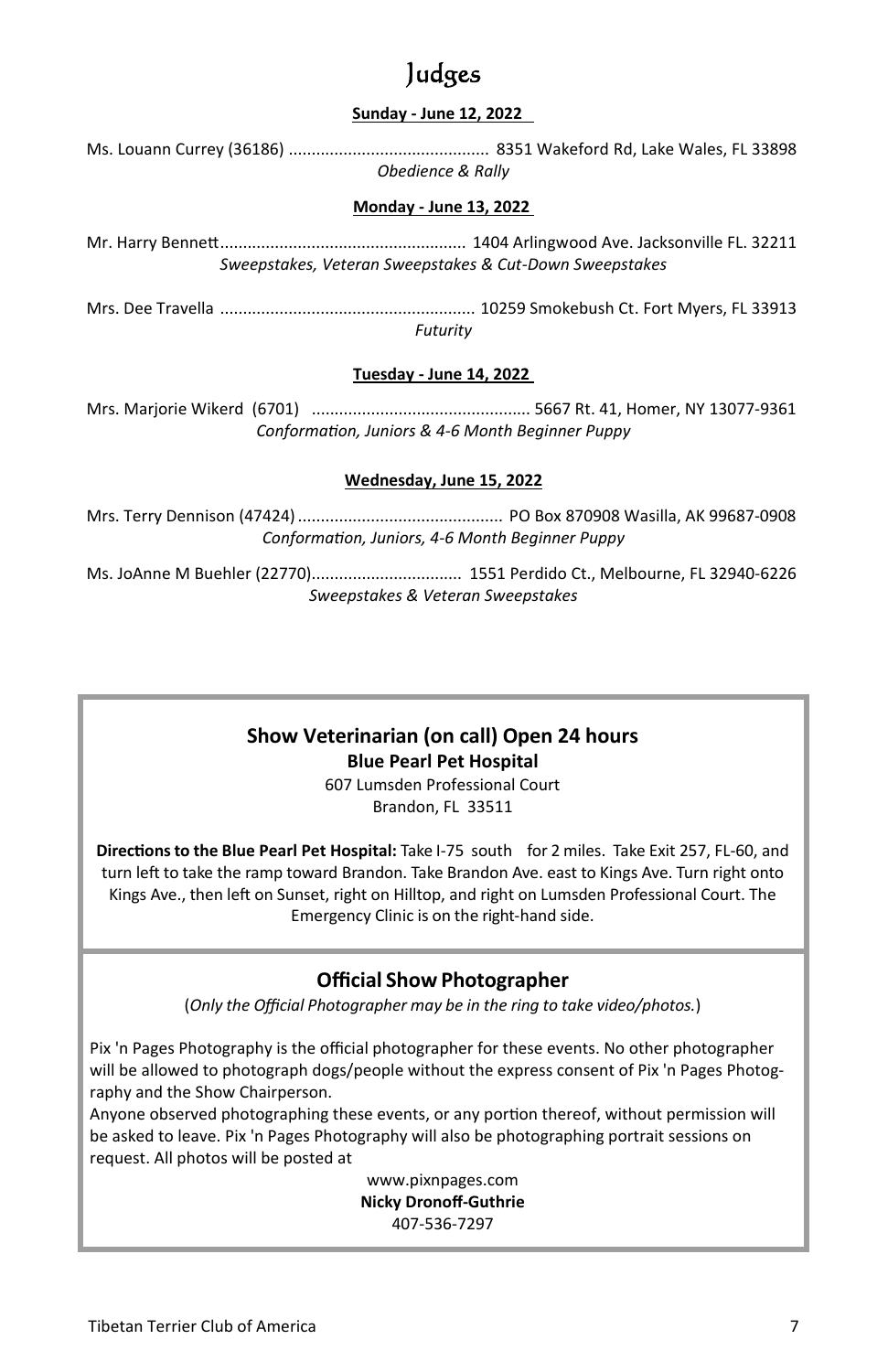# Judges

**Sunday - June 12, 2022**

Ms. Louann Currey (36186) ............................................ 8351 Wakeford Rd, Lake Wales, FL 33898
*Obedience & Rally*

**Monday - June 13, 2022**

Mr. Harry Bennett...................................................... 1404 Arlingwood Ave. Jacksonville FL. 32211
*Sweepstakes, Veteran Sweepstakes & Cut-Down Sweepstakes*

Mrs. Dee Travella ........................................................ 10259 Smokebush Ct. Fort Myers, FL 33913
*Futurity*

**Tuesday - June 14, 2022**

Mrs. Marjorie Wikerd (6701) ................................................ 5667 Rt. 41, Homer, NY 13077-9361
*Conformation, Juniors & 4-6 Month Beginner Puppy*

**Wednesday, June 15, 2022**

Mrs. Terry Dennison (47424) ............................................. PO Box 870908 Wasilla, AK 99687-0908
*Conformation, Juniors, 4-6 Month Beginner Puppy*

Ms. JoAnne M Buehler (22770)................................. 1551 Perdido Ct., Melbourne, FL 32940-6226
*Sweepstakes & Veteran Sweepstakes*

## Show Veterinarian (on call) Open 24 hours

**Blue Pearl Pet Hospital**

607 Lumsden Professional Court
Brandon, FL 33511

**Directions to the Blue Pearl Pet Hospital:** Take I-75 south for 2 miles. Take Exit 257, FL-60, and turn left to take the ramp toward Brandon. Take Brandon Ave. east to Kings Ave. Turn right onto Kings Ave., then left on Sunset, right on Hilltop, and right on Lumsden Professional Court. The Emergency Clinic is on the right-hand side.

## Official Show Photographer

(*Only the Official Photographer may be in the ring to take video/photos.*)

Pix 'n Pages Photography is the official photographer for these events. No other photographer will be allowed to photograph dogs/people without the express consent of Pix 'n Pages Photography and the Show Chairperson.

Anyone observed photographing these events, or any portion thereof, without permission will be asked to leave. Pix 'n Pages Photography will also be photographing portrait sessions on request. All photos will be posted at

www.pixnpages.com
**Nicky Dronoff-Guthrie**
407-536-7297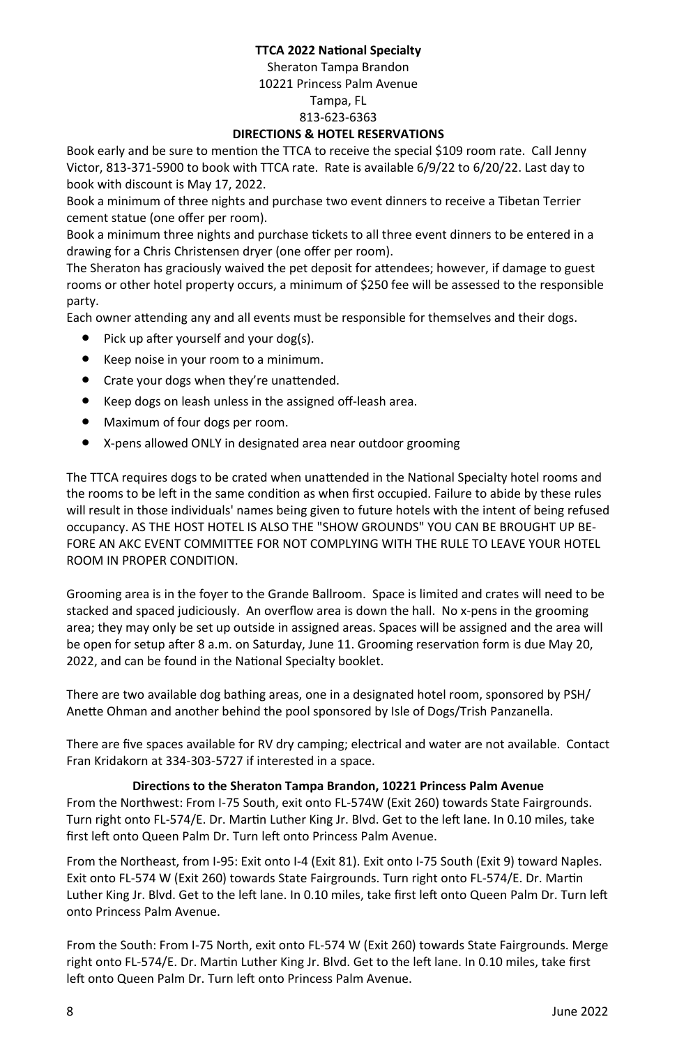**TTCA 2022 National Specialty**

Sheraton Tampa Brandon
10221 Princess Palm Avenue
Tampa, FL
813-623-6363

**DIRECTIONS & HOTEL RESERVATIONS**

Book early and be sure to mention the TTCA to receive the special $109 room rate. Call Jenny Victor, 813-371-5900 to book with TTCA rate. Rate is available 6/9/22 to 6/20/22. Last day to book with discount is May 17, 2022.

Book a minimum of three nights and purchase two event dinners to receive a Tibetan Terrier cement statue (one offer per room).

Book a minimum three nights and purchase tickets to all three event dinners to be entered in a drawing for a Chris Christensen dryer (one offer per room).

The Sheraton has graciously waived the pet deposit for attendees; however, if damage to guest rooms or other hotel property occurs, a minimum of $250 fee will be assessed to the responsible party.

Each owner attending any and all events must be responsible for themselves and their dogs.

- Pick up after yourself and your dog(s).
- Keep noise in your room to a minimum.
- Crate your dogs when they're unattended.
- Keep dogs on leash unless in the assigned off-leash area.
- Maximum of four dogs per room.
- X-pens allowed ONLY in designated area near outdoor grooming

The TTCA requires dogs to be crated when unattended in the National Specialty hotel rooms and the rooms to be left in the same condition as when first occupied. Failure to abide by these rules will result in those individuals' names being given to future hotels with the intent of being refused occupancy. AS THE HOST HOTEL IS ALSO THE "SHOW GROUNDS" YOU CAN BE BROUGHT UP BEFORE AN AKC EVENT COMMITTEE FOR NOT COMPLYING WITH THE RULE TO LEAVE YOUR HOTEL ROOM IN PROPER CONDITION.

Grooming area is in the foyer to the Grande Ballroom. Space is limited and crates will need to be stacked and spaced judiciously. An overflow area is down the hall. No x-pens in the grooming area; they may only be set up outside in assigned areas. Spaces will be assigned and the area will be open for setup after 8 a.m. on Saturday, June 11. Grooming reservation form is due May 20, 2022, and can be found in the National Specialty booklet.

There are two available dog bathing areas, one in a designated hotel room, sponsored by PSH/Anette Ohman and another behind the pool sponsored by Isle of Dogs/Trish Panzanella.

There are five spaces available for RV dry camping; electrical and water are not available. Contact Fran Kridakorn at 334-303-5727 if interested in a space.

**Directions to the Sheraton Tampa Brandon, 10221 Princess Palm Avenue**

From the Northwest: From I-75 South, exit onto FL-574W (Exit 260) towards State Fairgrounds. Turn right onto FL-574/E. Dr. Martin Luther King Jr. Blvd. Get to the left lane. In 0.10 miles, take first left onto Queen Palm Dr. Turn left onto Princess Palm Avenue.

From the Northeast, from I-95: Exit onto I-4 (Exit 81). Exit onto I-75 South (Exit 9) toward Naples. Exit onto FL-574 W (Exit 260) towards State Fairgrounds. Turn right onto FL-574/E. Dr. Martin Luther King Jr. Blvd. Get to the left lane. In 0.10 miles, take first left onto Queen Palm Dr. Turn left onto Princess Palm Avenue.

From the South: From I-75 North, exit onto FL-574 W (Exit 260) towards State Fairgrounds. Merge right onto FL-574/E. Dr. Martin Luther King Jr. Blvd. Get to the left lane. In 0.10 miles, take first left onto Queen Palm Dr. Turn left onto Princess Palm Avenue.